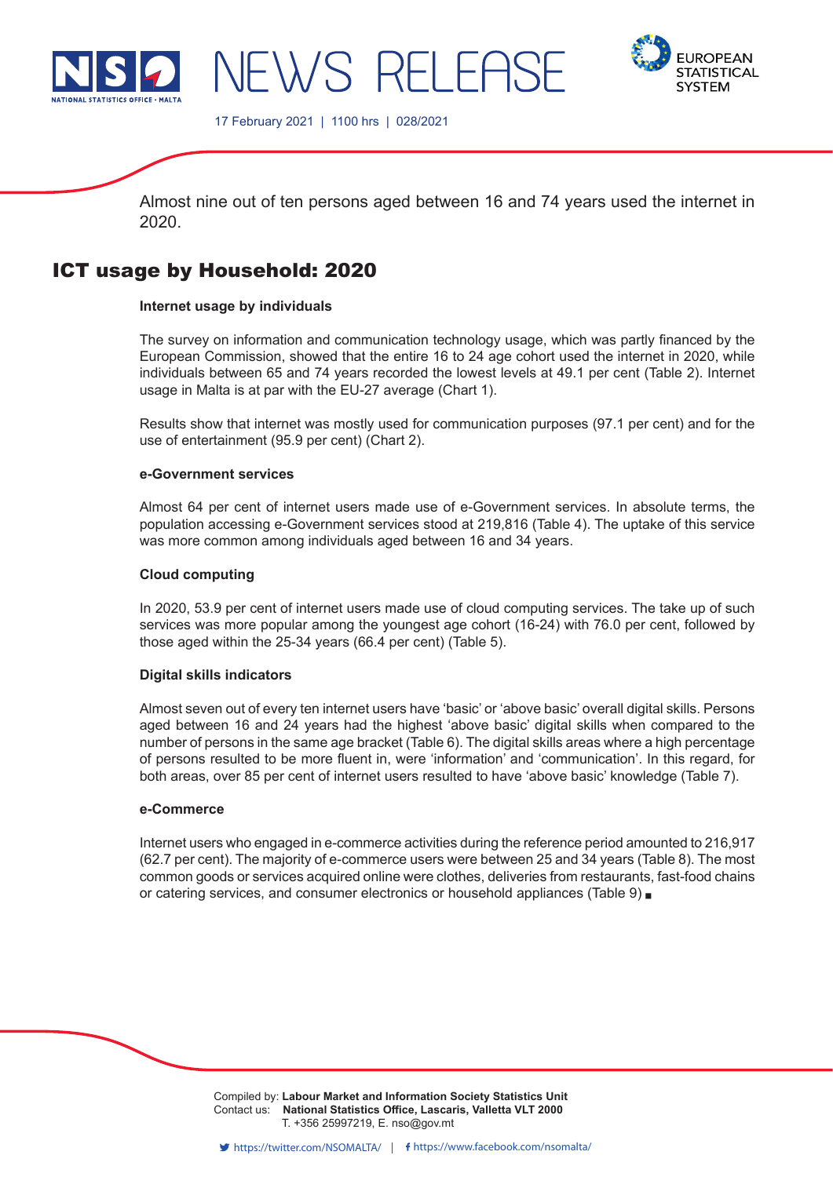NEWS RELEASE

17 February 2021 | 1100 hrs | 028/2021

Almost nine out of ten persons aged between 16 and 74 years used the internet in 2020.

# ICT usage by Household: 2020

**Internet usage by individuals**

The survey on information and communication technology usage, which was partly financed by the European Commission, showed that the entire 16 to 24 age cohort used the internet in 2020, while individuals between 65 and 74 years recorded the lowest levels at 49.1 per cent (Table 2). Internet usage in Malta is at par with the EU-27 average (Chart 1).

Results show that internet was mostly used for communication purposes (97.1 per cent) and for the use of entertainment (95.9 per cent) (Chart 2).

**e-Government services**

Almost 64 per cent of internet users made use of e-Government services. In absolute terms, the population accessing e-Government services stood at 219,816 (Table 4). The uptake of this service was more common among individuals aged between 16 and 34 years.

**Cloud computing**

In 2020, 53.9 per cent of internet users made use of cloud computing services. The take up of such services was more popular among the youngest age cohort (16-24) with 76.0 per cent, followed by those aged within the 25-34 years (66.4 per cent) (Table 5).

**Digital skills indicators**

Almost seven out of every ten internet users have 'basic' or 'above basic' overall digital skills. Persons aged between 16 and 24 years had the highest 'above basic' digital skills when compared to the number of persons in the same age bracket (Table 6). The digital skills areas where a high percentage of persons resulted to be more fluent in, were 'information' and 'communication'. In this regard, for both areas, over 85 per cent of internet users resulted to have 'above basic' knowledge (Table 7).

**e-Commerce**

Internet users who engaged in e-commerce activities during the reference period amounted to 216,917 (62.7 per cent). The majority of e-commerce users were between 25 and 34 years (Table 8). The most common goods or services acquired online were clothes, deliveries from restaurants, fast-food chains or catering services, and consumer electronics or household appliances (Table 9) ■

Compiled by: **Labour Market and Information Society Statistics Unit**
Contact us: **National Statistics Office, Lascaris, Valletta VLT 2000**
T. +356 25997219, E. nso@gov.mt

https://twitter.com/NSOMALTA/ | https://www.facebook.com/nsomalta/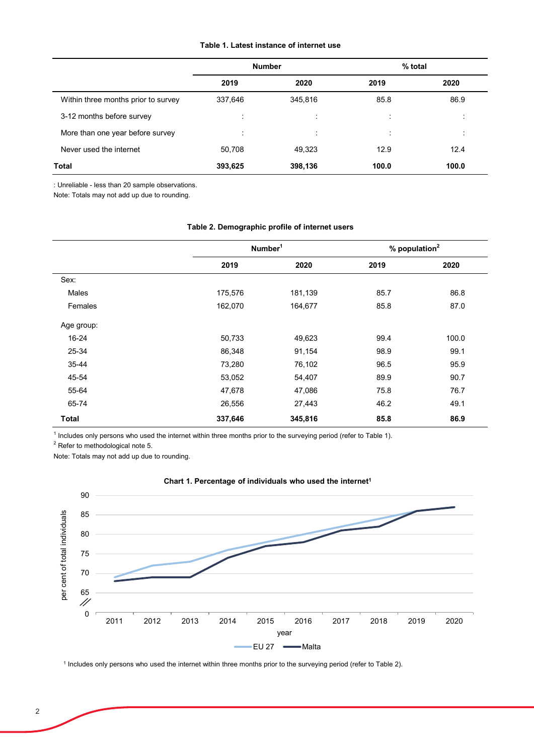**Table 1. Latest instance of internet use**

| | Number | | % total | |
|---|---|---|---|---|
| | 2019 | 2020 | 2019 | 2020 |
| Within three months prior to survey | 337,646 | 345,816 | 85.8 | 86.9 |
| 3-12 months before survey | : | : | : | : |
| More than one year before survey | : | : | : | : |
| Never used the internet | 50,708 | 49,323 | 12.9 | 12.4 |
| **Total** | **393,625** | **398,136** | **100.0** | **100.0** |

: Unreliable - less than 20 sample observations.
Note: Totals may not add up due to rounding.

**Table 2. Demographic profile of internet users**

| | Number[1] | | % population[2] | |
|---|---|---|---|---|
| | 2019 | 2020 | 2019 | 2020 |
| Sex: | | | | |
| Males | 175,576 | 181,139 | 85.7 | 86.8 |
| Females | 162,070 | 164,677 | 85.8 | 87.0 |
| Age group: | | | | |
| 16-24 | 50,733 | 49,623 | 99.4 | 100.0 |
| 25-34 | 86,348 | 91,154 | 98.9 | 99.1 |
| 35-44 | 73,280 | 76,102 | 96.5 | 95.9 |
| 45-54 | 53,052 | 54,407 | 89.9 | 90.7 |
| 55-64 | 47,678 | 47,086 | 75.8 | 76.7 |
| 65-74 | 26,556 | 27,443 | 46.2 | 49.1 |
| **Total** | **337,646** | **345,816** | **85.8** | **86.9** |

[1] Includes only persons who used the internet within three months prior to the surveying period (refer to Table 1).
[2] Refer to methodological note 5.
Note: Totals may not add up due to rounding.

**Chart 1. Percentage of individuals who used the internet[1]**

[1] Includes only persons who used the internet within three months prior to the surveying period (refer to Table 2).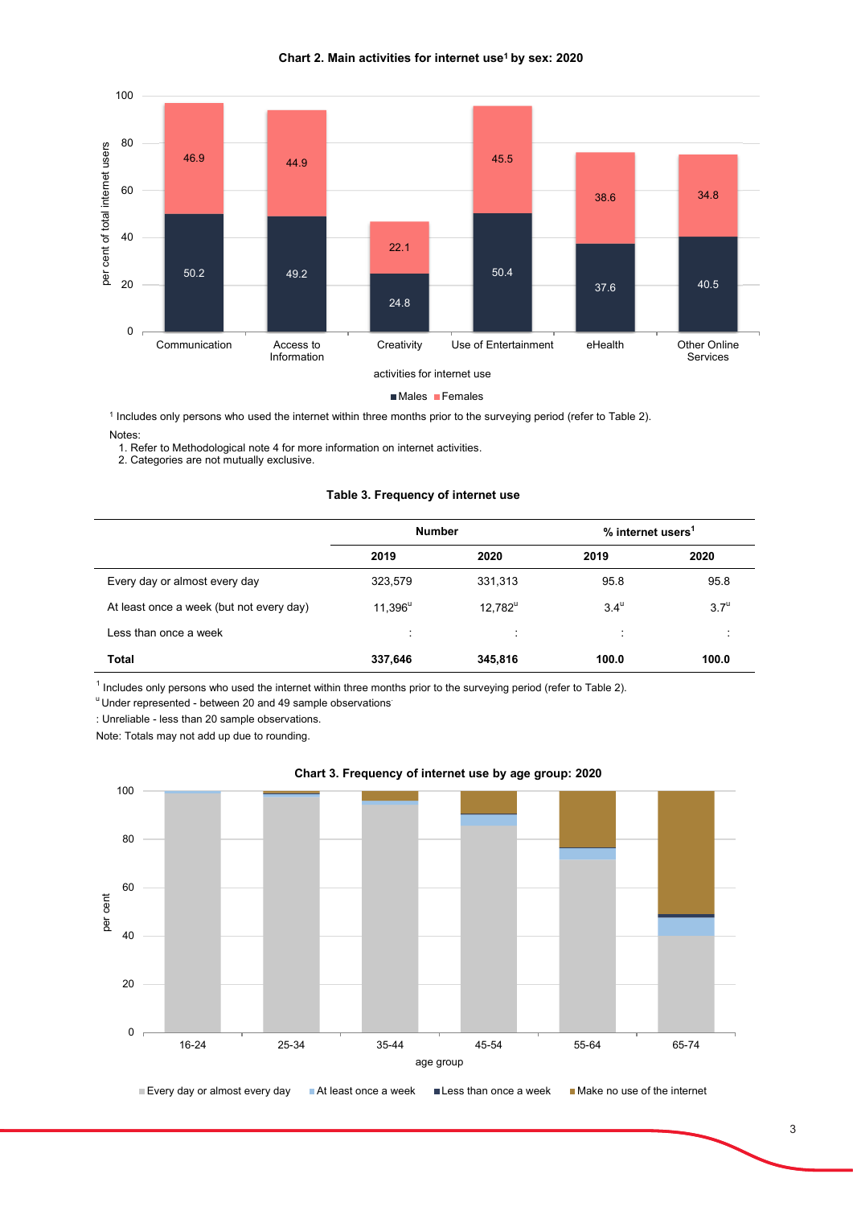**Chart 2. Main activities for internet use[1] by sex: 2020**

| Activities for internet use | Males | Females |
|---|---|---|
| Communication | 50.2 | 46.9 |
| Access to Information | 49.2 | 44.9 |
| Creativity | 24.8 | 22.1 |
| Use of Entertainment | 50.4 | 45.5 |
| eHealth | 37.6 | 38.6 |
| Other Online Services | 40.5 | 34.8 |

[1] Includes only persons who used the internet within three months prior to the surveying period (refer to Table 2).

Notes:
1. Refer to Methodological note 4 for more information on internet activities.
2. Categories are not mutually exclusive.

**Table 3. Frequency of internet use**

| | Number | | % internet users[1] | |
|---|---|---|---|---|
| | 2019 | 2020 | 2019 | 2020 |
| Every day or almost every day | 323,579 | 331,313 | 95.8 | 95.8 |
| At least once a week (but not every day) | 11,396[u] | 12,782[u] | 3.4[u] | 3.7[u] |
| Less than once a week | : | : | : | : |
| **Total** | **337,646** | **345,816** | **100.0** | **100.0** |

[1] Includes only persons who used the internet within three months prior to the surveying period (refer to Table 2).
[u] Under represented - between 20 and 49 sample observations
: Unreliable - less than 20 sample observations.
Note: Totals may not add up due to rounding.

**Chart 3. Frequency of internet use by age group: 2020**

Age groups: 16-24, 25-34, 35-44, 45-54, 55-64, 65-74

Legend: Every day or almost every day; At least once a week; Less than once a week; Make no use of the internet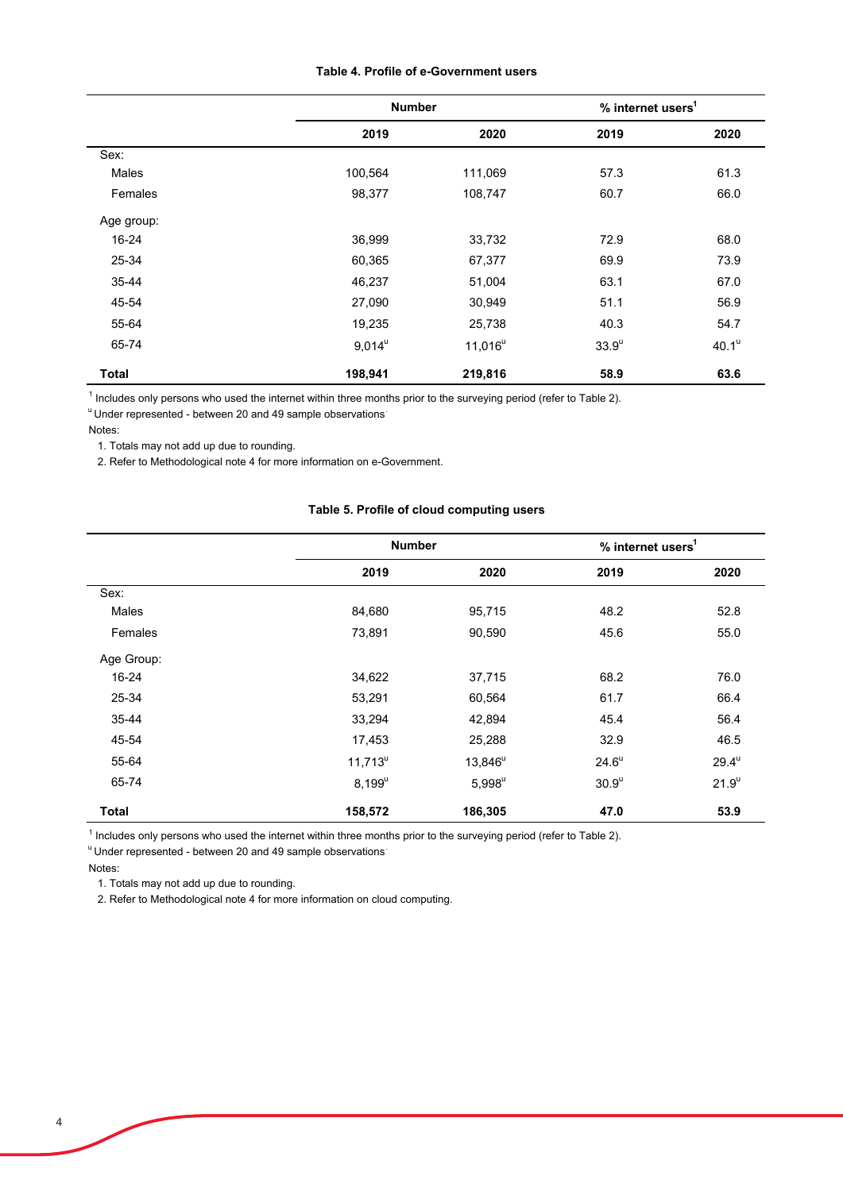**Table 4. Profile of e-Government users**

| | Number | | % internet users[1] | |
|---|---|---|---|---|
| | 2019 | 2020 | 2019 | 2020 |
| Sex: | | | | |
| Males | 100,564 | 111,069 | 57.3 | 61.3 |
| Females | 98,377 | 108,747 | 60.7 | 66.0 |
| Age group: | | | | |
| 16-24 | 36,999 | 33,732 | 72.9 | 68.0 |
| 25-34 | 60,365 | 67,377 | 69.9 | 73.9 |
| 35-44 | 46,237 | 51,004 | 63.1 | 67.0 |
| 45-54 | 27,090 | 30,949 | 51.1 | 56.9 |
| 55-64 | 19,235 | 25,738 | 40.3 | 54.7 |
| 65-74 | 9,014[u] | 11,016[u] | 33.9[u] | 40.1[u] |
| **Total** | **198,941** | **219,816** | **58.9** | **63.6** |

[1] Includes only persons who used the internet within three months prior to the surveying period (refer to Table 2).
[u] Under represented - between 20 and 49 sample observations

Notes:

1. Totals may not add up due to rounding.
2. Refer to Methodological note 4 for more information on e-Government.

**Table 5. Profile of cloud computing users**

| | Number | | % internet users[1] | |
|---|---|---|---|---|
| | 2019 | 2020 | 2019 | 2020 |
| Sex: | | | | |
| Males | 84,680 | 95,715 | 48.2 | 52.8 |
| Females | 73,891 | 90,590 | 45.6 | 55.0 |
| Age Group: | | | | |
| 16-24 | 34,622 | 37,715 | 68.2 | 76.0 |
| 25-34 | 53,291 | 60,564 | 61.7 | 66.4 |
| 35-44 | 33,294 | 42,894 | 45.4 | 56.4 |
| 45-54 | 17,453 | 25,288 | 32.9 | 46.5 |
| 55-64 | 11,713[u] | 13,846[u] | 24.6[u] | 29.4[u] |
| 65-74 | 8,199[u] | 5,998[u] | 30.9[u] | 21.9[u] |
| **Total** | **158,572** | **186,305** | **47.0** | **53.9** |

[1] Includes only persons who used the internet within three months prior to the surveying period (refer to Table 2).
[u] Under represented - between 20 and 49 sample observations

Notes:

1. Totals may not add up due to rounding.
2. Refer to Methodological note 4 for more information on cloud computing.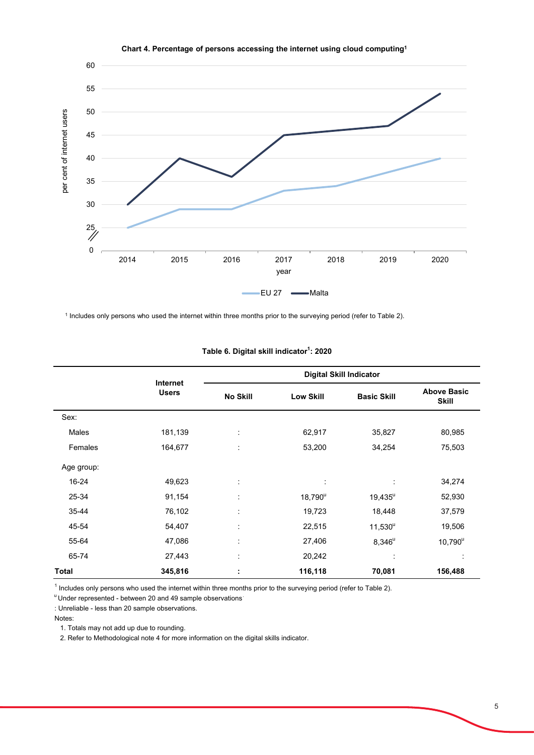**Chart 4. Percentage of persons accessing the internet using cloud computing[1]**

[1] Includes only persons who used the internet within three months prior to the surveying period (refer to Table 2).

**Table 6. Digital skill indicator[1]: 2020**

| | Internet Users | Digital Skill Indicator | | | |
|---|---|---|---|---|---|
| | | No Skill | Low Skill | Basic Skill | Above Basic Skill |
| Sex: | | | | | |
| Males | 181,139 | : | 62,917 | 35,827 | 80,985 |
| Females | 164,677 | : | 53,200 | 34,254 | 75,503 |
| Age group: | | | | | |
| 16-24 | 49,623 | : | : | : | 34,274 |
| 25-34 | 91,154 | : | 18,790[u] | 19,435[u] | 52,930 |
| 35-44 | 76,102 | : | 19,723 | 18,448 | 37,579 |
| 45-54 | 54,407 | : | 22,515 | 11,530[u] | 19,506 |
| 55-64 | 47,086 | : | 27,406 | 8,346[u] | 10,790[u] |
| 65-74 | 27,443 | : | 20,242 | : | : |
| **Total** | **345,816** | **:** | **116,118** | **70,081** | **156,488** |

[1] Includes only persons who used the internet within three months prior to the surveying period (refer to Table 2).
[u] Under represented - between 20 and 49 sample observations
: Unreliable - less than 20 sample observations.

Notes:

1. Totals may not add up due to rounding.
2. Refer to Methodological note 4 for more information on the digital skills indicator.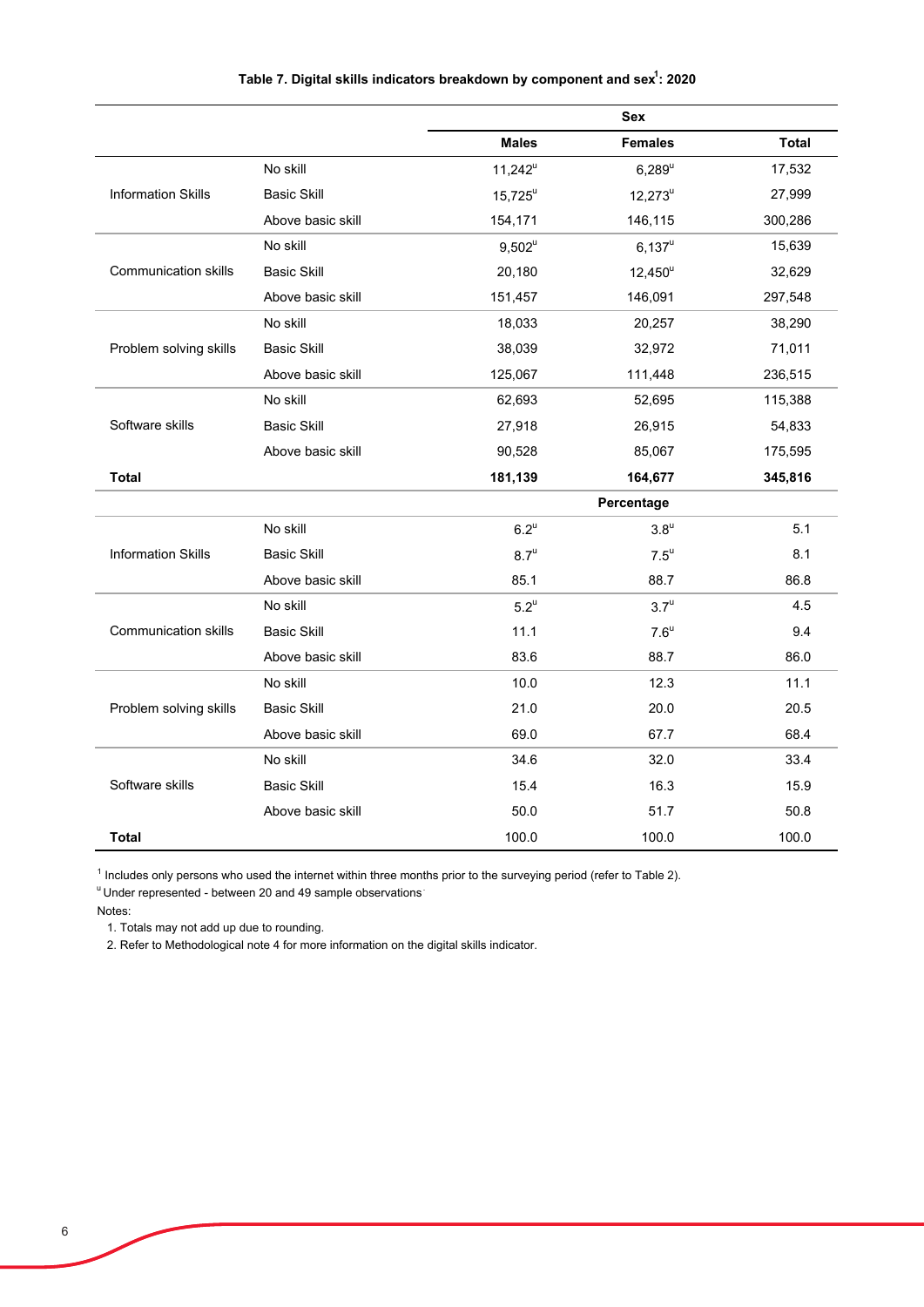**Table 7. Digital skills indicators breakdown by component and sex[1]: 2020**

| | | Sex | | |
|---|---|---|---|---|
| | | **Males** | **Females** | **Total** |
| Information Skills | No skill | 11,242[u] | 6,289[u] | 17,532 |
| | Basic Skill | 15,725[u] | 12,273[u] | 27,999 |
| | Above basic skill | 154,171 | 146,115 | 300,286 |
| Communication skills | No skill | 9,502[u] | 6,137[u] | 15,639 |
| | Basic Skill | 20,180 | 12,450[u] | 32,629 |
| | Above basic skill | 151,457 | 146,091 | 297,548 |
| Problem solving skills | No skill | 18,033 | 20,257 | 38,290 |
| | Basic Skill | 38,039 | 32,972 | 71,011 |
| | Above basic skill | 125,067 | 111,448 | 236,515 |
| Software skills | No skill | 62,693 | 52,695 | 115,388 |
| | Basic Skill | 27,918 | 26,915 | 54,833 |
| | Above basic skill | 90,528 | 85,067 | 175,595 |
| **Total** | | **181,139** | **164,677** | **345,816** |
| | | | **Percentage** | |
| Information Skills | No skill | 6.2[u] | 3.8[u] | 5.1 |
| | Basic Skill | 8.7[u] | 7.5[u] | 8.1 |
| | Above basic skill | 85.1 | 88.7 | 86.8 |
| Communication skills | No skill | 5.2[u] | 3.7[u] | 4.5 |
| | Basic Skill | 11.1 | 7.6[u] | 9.4 |
| | Above basic skill | 83.6 | 88.7 | 86.0 |
| Problem solving skills | No skill | 10.0 | 12.3 | 11.1 |
| | Basic Skill | 21.0 | 20.0 | 20.5 |
| | Above basic skill | 69.0 | 67.7 | 68.4 |
| Software skills | No skill | 34.6 | 32.0 | 33.4 |
| | Basic Skill | 15.4 | 16.3 | 15.9 |
| | Above basic skill | 50.0 | 51.7 | 50.8 |
| **Total** | | 100.0 | 100.0 | 100.0 |

[1] Includes only persons who used the internet within three months prior to the surveying period (refer to Table 2).

[u] Under represented - between 20 and 49 sample observations

Notes:

1. Totals may not add up due to rounding.
2. Refer to Methodological note 4 for more information on the digital skills indicator.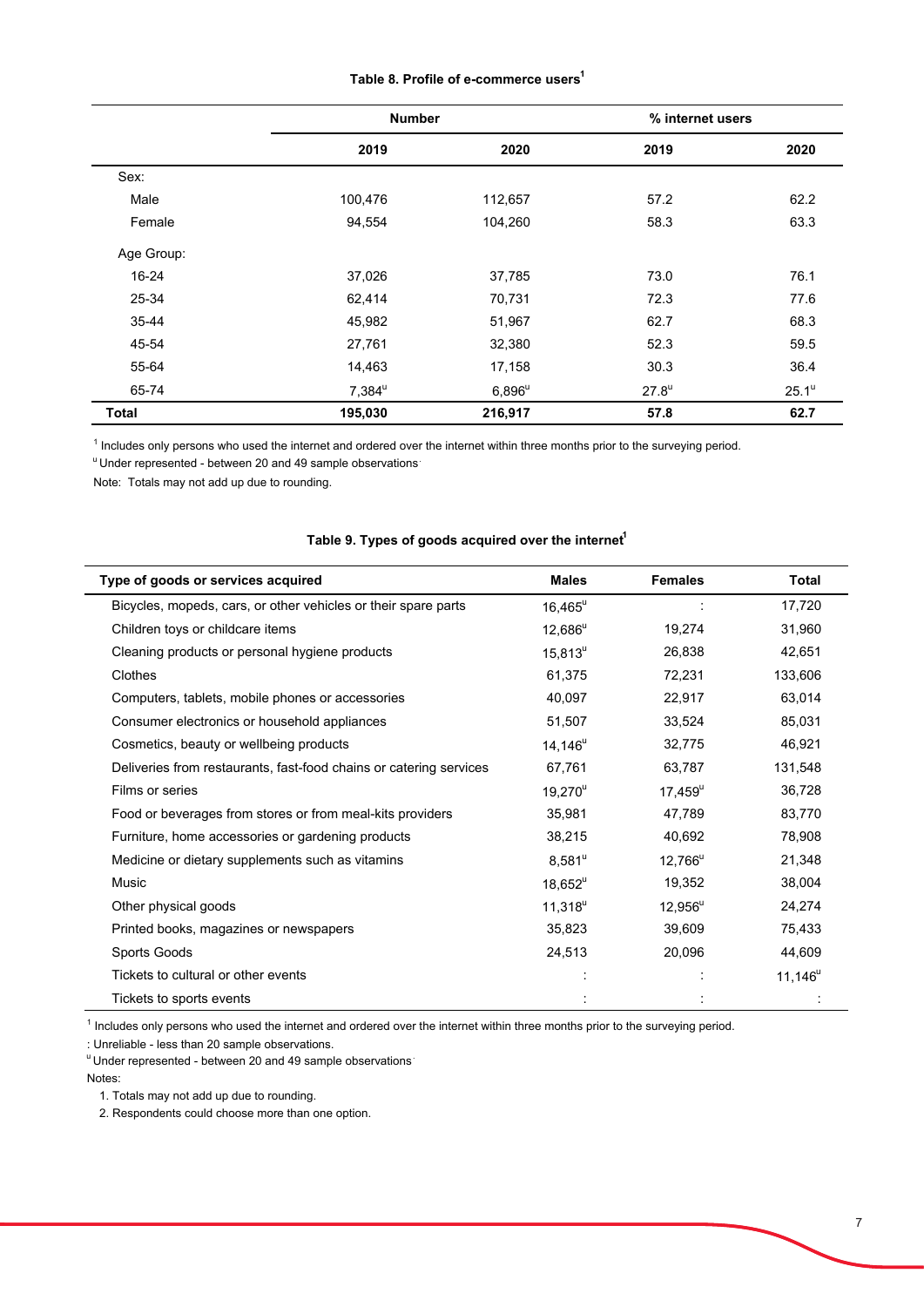**Table 8. Profile of e-commerce users[1]**

| | Number | | % internet users | |
|---|---|---|---|---|
| | 2019 | 2020 | 2019 | 2020 |
| Sex: | | | | |
| Male | 100,476 | 112,657 | 57.2 | 62.2 |
| Female | 94,554 | 104,260 | 58.3 | 63.3 |
| Age Group: | | | | |
| 16-24 | 37,026 | 37,785 | 73.0 | 76.1 |
| 25-34 | 62,414 | 70,731 | 72.3 | 77.6 |
| 35-44 | 45,982 | 51,967 | 62.7 | 68.3 |
| 45-54 | 27,761 | 32,380 | 52.3 | 59.5 |
| 55-64 | 14,463 | 17,158 | 30.3 | 36.4 |
| 65-74 | 7,384[u] | 6,896[u] | 27.8[u] | 25.1[u] |
| **Total** | **195,030** | **216,917** | **57.8** | **62.7** |

[1] Includes only persons who used the internet and ordered over the internet within three months prior to the surveying period.

[u] Under represented - between 20 and 49 sample observations

Note: Totals may not add up due to rounding.

**Table 9. Types of goods acquired over the internet[1]**

| Type of goods or services acquired | Males | Females | Total |
|---|---|---|---|
| Bicycles, mopeds, cars, or other vehicles or their spare parts | 16,465[u] | : | 17,720 |
| Children toys or childcare items | 12,686[u] | 19,274 | 31,960 |
| Cleaning products or personal hygiene products | 15,813[u] | 26,838 | 42,651 |
| Clothes | 61,375 | 72,231 | 133,606 |
| Computers, tablets, mobile phones or accessories | 40,097 | 22,917 | 63,014 |
| Consumer electronics or household appliances | 51,507 | 33,524 | 85,031 |
| Cosmetics, beauty or wellbeing products | 14,146[u] | 32,775 | 46,921 |
| Deliveries from restaurants, fast-food chains or catering services | 67,761 | 63,787 | 131,548 |
| Films or series | 19,270[u] | 17,459[u] | 36,728 |
| Food or beverages from stores or from meal-kits providers | 35,981 | 47,789 | 83,770 |
| Furniture, home accessories or gardening products | 38,215 | 40,692 | 78,908 |
| Medicine or dietary supplements such as vitamins | 8,581[u] | 12,766[u] | 21,348 |
| Music | 18,652[u] | 19,352 | 38,004 |
| Other physical goods | 11,318[u] | 12,956[u] | 24,274 |
| Printed books, magazines or newspapers | 35,823 | 39,609 | 75,433 |
| Sports Goods | 24,513 | 20,096 | 44,609 |
| Tickets to cultural or other events | : | : | 11,146[u] |
| Tickets to sports events | : | : | : |

[1] Includes only persons who used the internet and ordered over the internet within three months prior to the surveying period.

: Unreliable - less than 20 sample observations.

[u] Under represented - between 20 and 49 sample observations

Notes:

1. Totals may not add up due to rounding.
2. Respondents could choose more than one option.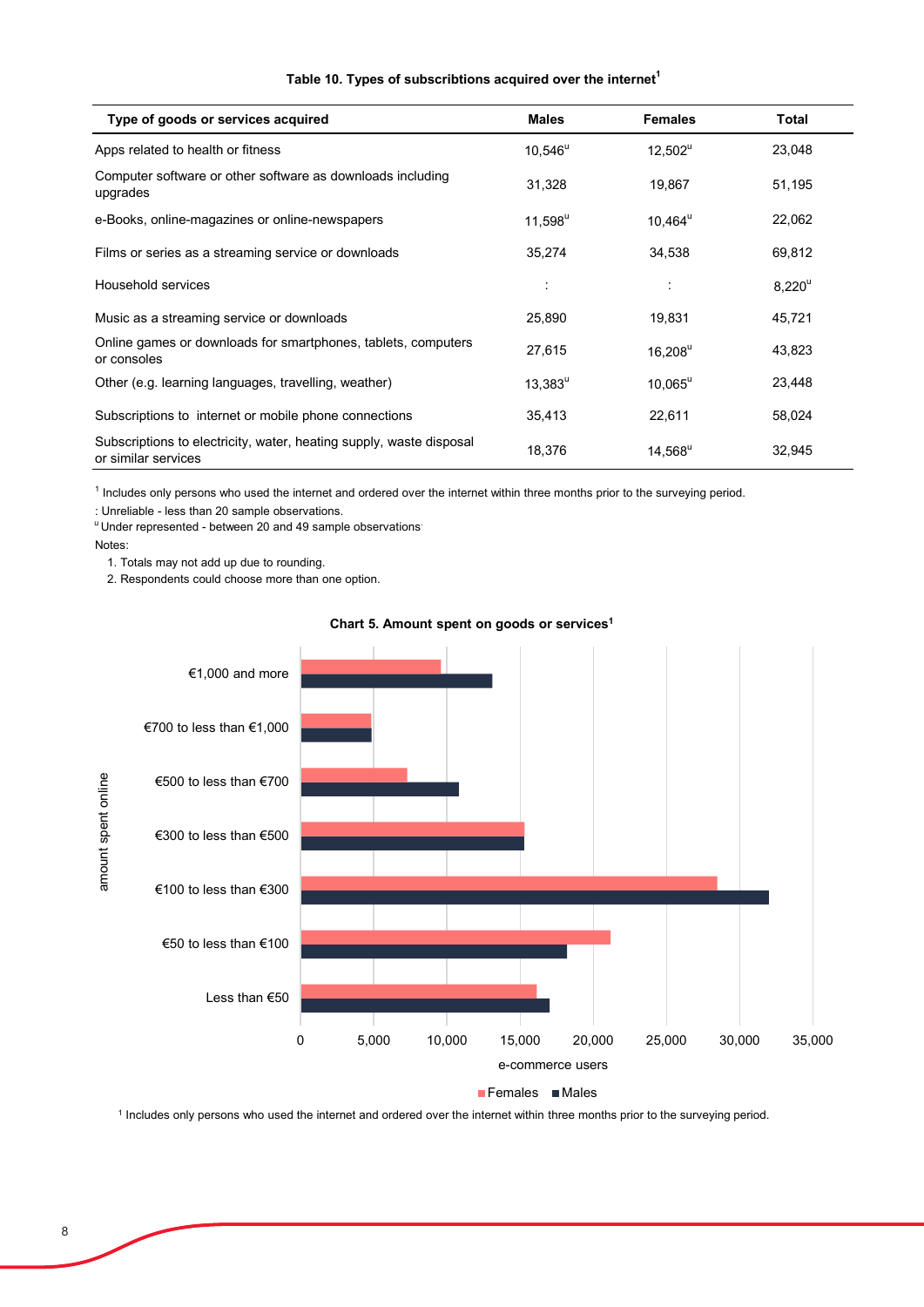**Table 10. Types of subscribtions acquired over the internet[1]**

| Type of goods or services acquired | Males | Females | Total |
|---|---|---|---|
| Apps related to health or fitness | 10,546[u] | 12,502[u] | 23,048 |
| Computer software or other software as downloads including upgrades | 31,328 | 19,867 | 51,195 |
| e-Books, online-magazines or online-newspapers | 11,598[u] | 10,464[u] | 22,062 |
| Films or series as a streaming service or downloads | 35,274 | 34,538 | 69,812 |
| Household services | : | : | 8,220[u] |
| Music as a streaming service or downloads | 25,890 | 19,831 | 45,721 |
| Online games or downloads for smartphones, tablets, computers or consoles | 27,615 | 16,208[u] | 43,823 |
| Other (e.g. learning languages, travelling, weather) | 13,383[u] | 10,065[u] | 23,448 |
| Subscriptions to internet or mobile phone connections | 35,413 | 22,611 | 58,024 |
| Subscriptions to electricity, water, heating supply, waste disposal or similar services | 18,376 | 14,568[u] | 32,945 |

[1] Includes only persons who used the internet and ordered over the internet within three months prior to the surveying period.

: Unreliable - less than 20 sample observations.

[u] Under represented - between 20 and 49 sample observations

Notes:

1. Totals may not add up due to rounding.
2. Respondents could choose more than one option.

**Chart 5. Amount spent on goods or services[1]**

[1] Includes only persons who used the internet and ordered over the internet within three months prior to the surveying period.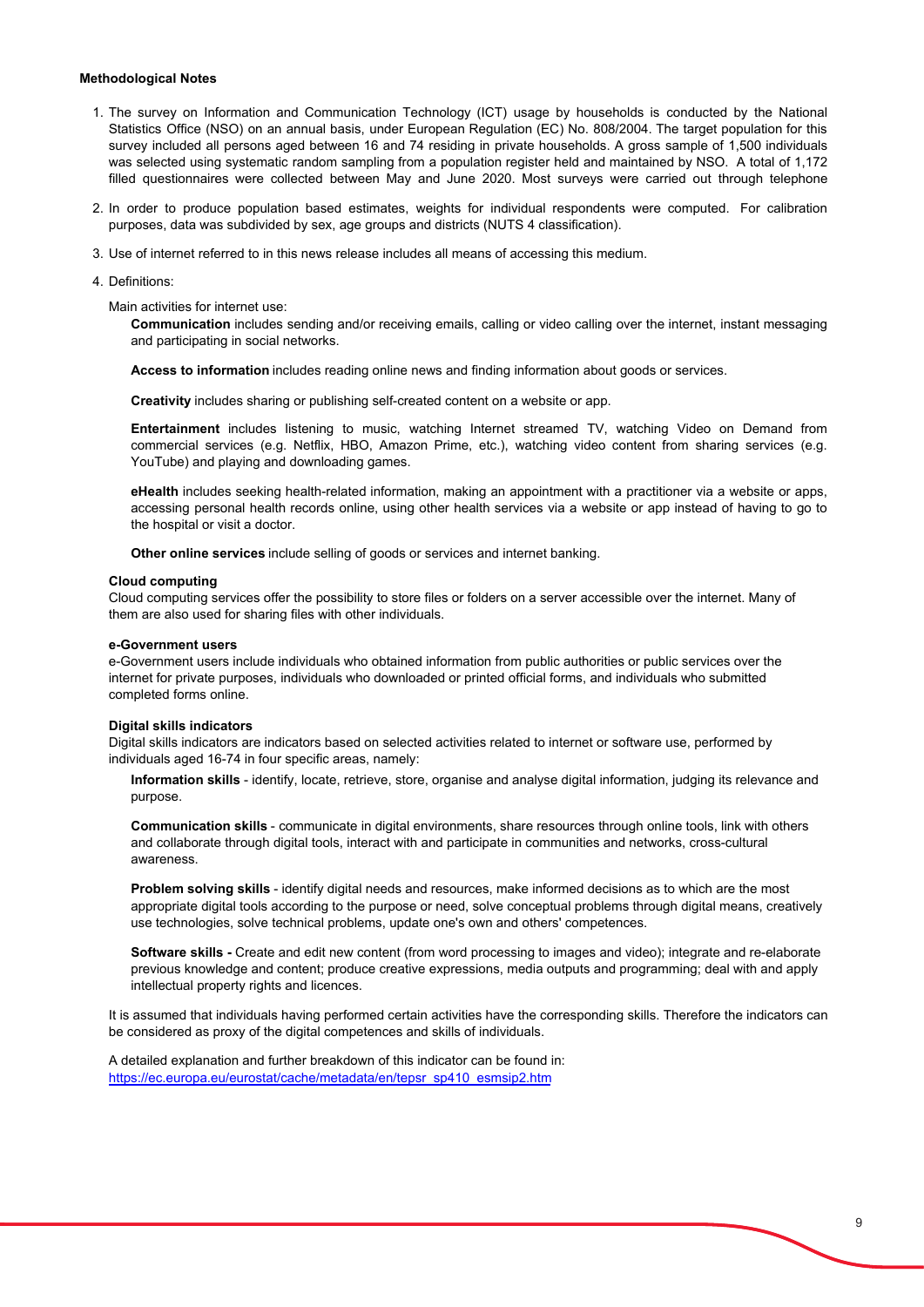**Methodological Notes**

1. The survey on Information and Communication Technology (ICT) usage by households is conducted by the National Statistics Office (NSO) on an annual basis, under European Regulation (EC) No. 808/2004. The target population for this survey included all persons aged between 16 and 74 residing in private households. A gross sample of 1,500 individuals was selected using systematic random sampling from a population register held and maintained by NSO. A total of 1,172 filled questionnaires were collected between May and June 2020. Most surveys were carried out through telephone

2. In order to produce population based estimates, weights for individual respondents were computed. For calibration purposes, data was subdivided by sex, age groups and districts (NUTS 4 classification).

3. Use of internet referred to in this news release includes all means of accessing this medium.

4. Definitions:

   Main activities for internet use:

   **Communication** includes sending and/or receiving emails, calling or video calling over the internet, instant messaging and participating in social networks.

   **Access to information** includes reading online news and finding information about goods or services.

   **Creativity** includes sharing or publishing self-created content on a website or app.

   **Entertainment** includes listening to music, watching Internet streamed TV, watching Video on Demand from commercial services (e.g. Netflix, HBO, Amazon Prime, etc.), watching video content from sharing services (e.g. YouTube) and playing and downloading games.

   **eHealth** includes seeking health-related information, making an appointment with a practitioner via a website or apps, accessing personal health records online, using other health services via a website or app instead of having to go to the hospital or visit a doctor.

   **Other online services** include selling of goods or services and internet banking.

   **Cloud computing**
   Cloud computing services offer the possibility to store files or folders on a server accessible over the internet. Many of them are also used for sharing files with other individuals.

   **e-Government users**
   e-Government users include individuals who obtained information from public authorities or public services over the internet for private purposes, individuals who downloaded or printed official forms, and individuals who submitted completed forms online.

   **Digital skills indicators**
   Digital skills indicators are indicators based on selected activities related to internet or software use, performed by individuals aged 16-74 in four specific areas, namely:

   **Information skills** - identify, locate, retrieve, store, organise and analyse digital information, judging its relevance and purpose.

   **Communication skills** - communicate in digital environments, share resources through online tools, link with others and collaborate through digital tools, interact with and participate in communities and networks, cross-cultural awareness.

   **Problem solving skills** - identify digital needs and resources, make informed decisions as to which are the most appropriate digital tools according to the purpose or need, solve conceptual problems through digital means, creatively use technologies, solve technical problems, update one's own and others' competences.

   **Software skills -** Create and edit new content (from word processing to images and video); integrate and re-elaborate previous knowledge and content; produce creative expressions, media outputs and programming; deal with and apply intellectual property rights and licences.

   It is assumed that individuals having performed certain activities have the corresponding skills. Therefore the indicators can be considered as proxy of the digital competences and skills of individuals.

   A detailed explanation and further breakdown of this indicator can be found in:
   https://ec.europa.eu/eurostat/cache/metadata/en/tepsr_sp410_esmsip2.htm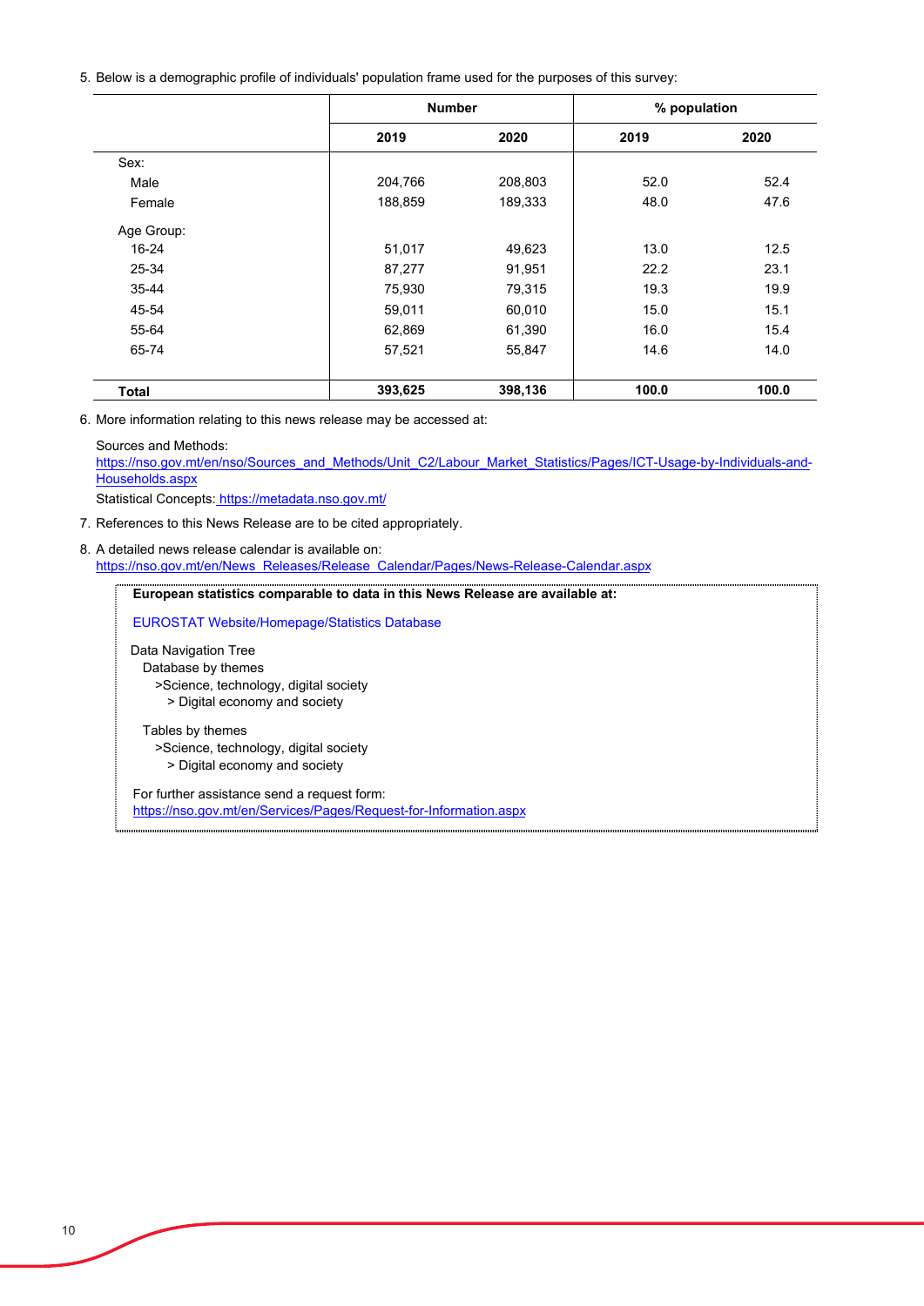5. Below is a demographic profile of individuals' population frame used for the purposes of this survey:

| | Number | | % population | |
|---|---|---|---|---|
| | 2019 | 2020 | 2019 | 2020 |
| Sex: | | | | |
| Male | 204,766 | 208,803 | 52.0 | 52.4 |
| Female | 188,859 | 189,333 | 48.0 | 47.6 |
| Age Group: | | | | |
| 16-24 | 51,017 | 49,623 | 13.0 | 12.5 |
| 25-34 | 87,277 | 91,951 | 22.2 | 23.1 |
| 35-44 | 75,930 | 79,315 | 19.3 | 19.9 |
| 45-54 | 59,011 | 60,010 | 15.0 | 15.1 |
| 55-64 | 62,869 | 61,390 | 16.0 | 15.4 |
| 65-74 | 57,521 | 55,847 | 14.6 | 14.0 |
| **Total** | **393,625** | **398,136** | **100.0** | **100.0** |

6. More information relating to this news release may be accessed at:

   Sources and Methods:
   https://nso.gov.mt/en/nso/Sources_and_Methods/Unit_C2/Labour_Market_Statistics/Pages/ICT-Usage-by-Individuals-and-Households.aspx

   Statistical Concepts: https://metadata.nso.gov.mt/

7. References to this News Release are to be cited appropriately.

8. A detailed news release calendar is available on:
   https://nso.gov.mt/en/News_Releases/Release_Calendar/Pages/News-Release-Calendar.aspx

**European statistics comparable to data in this News Release are available at:**

EUROSTAT Website/Homepage/Statistics Database

Data Navigation Tree
- Database by themes
  - >Science, technology, digital society
    - > Digital economy and society
- Tables by themes
  - >Science, technology, digital society
    - > Digital economy and society

For further assistance send a request form:
https://nso.gov.mt/en/Services/Pages/Request-for-Information.aspx